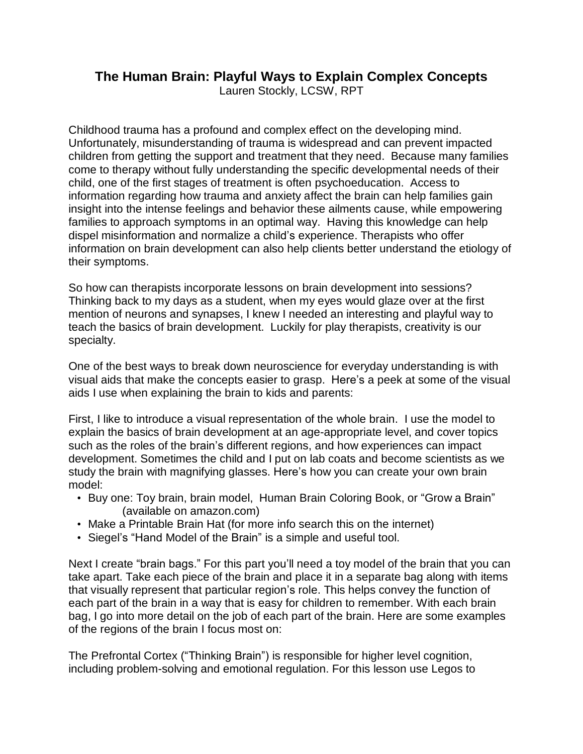# The Human Brain: Playful Ways to Explain Complex Concepts

Lauren Stockly, LCSW, RPT

Childhood trauma has a profound and complex effect on the developing mind. Unfortunately, misunderstanding of trauma is widespread and can prevent impacted children from getting the support and treatment that they need. Because many families come to therapy without fully understanding the specific developmental needs of their child, one of the first stages of treatment is often psychoeducation. Access to information regarding how trauma and anxiety affect the brain can help families gain insight into the intense feelings and behavior these ailments cause, while empowering families to approach symptoms in an optimal way. Having this knowledge can help dispel misinformation and normalize a child's experience. Therapists who offer information on brain development can also help clients better understand the etiology of their symptoms.

So how can therapists incorporate lessons on brain development into sessions? Thinking back to my days as a student, when my eyes would glaze over at the first mention of neurons and synapses, I knew I needed an interesting and playful way to teach the basics of brain development. Luckily for play therapists, creativity is our specialty.

One of the best ways to break down neuroscience for everyday understanding is with visual aids that make the concepts easier to grasp. Here's a peek at some of the visual aids I use when explaining the brain to kids and parents:

First, I like to introduce a visual representation of the whole brain. I use the model to explain the basics of brain development at an age-appropriate level, and cover topics such as the roles of the brain's different regions, and how experiences can impact development. Sometimes the child and I put on lab coats and become scientists as we study the brain with magnifying glasses. Here's how you can create your own brain model:

- Buy one: Toy brain, brain model, Human Brain Coloring Book, or "Grow a Brain" (available on amazon.com)
- Make a Printable Brain Hat (for more info search this on the internet)
- Siegel's "Hand Model of the Brain" is a simple and useful tool.

Next I create "brain bags." For this part you'll need a toy model of the brain that you can take apart. Take each piece of the brain and place it in a separate bag along with items that visually represent that particular region's role. This helps convey the function of each part of the brain in a way that is easy for children to remember. With each brain bag, I go into more detail on the job of each part of the brain. Here are some examples of the regions of the brain I focus most on:

The Prefrontal Cortex ("Thinking Brain") is responsible for higher level cognition, including problem-solving and emotional regulation. For this lesson use Legos to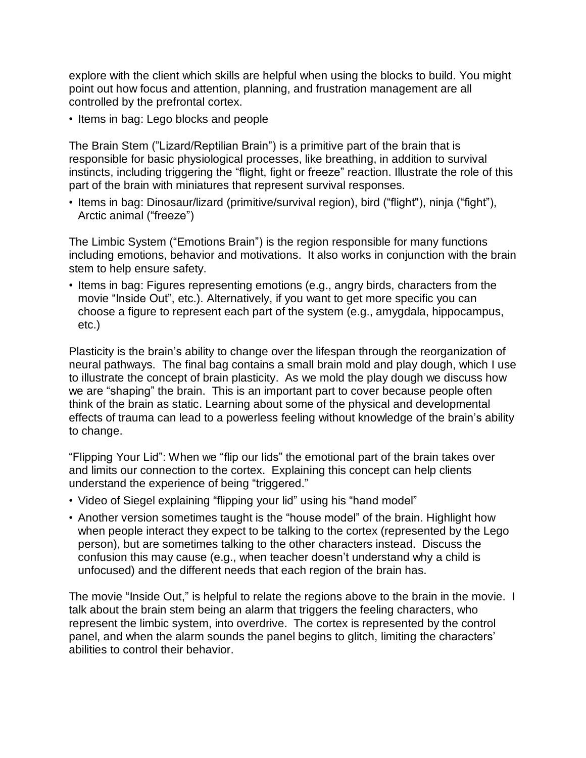explore with the client which skills are helpful when using the blocks to build. You might point out how focus and attention, planning, and frustration management are all controlled by the prefrontal cortex.

- Items in bag: Lego blocks and people

The Brain Stem ("Lizard/Reptilian Brain") is a primitive part of the brain that is responsible for basic physiological processes, like breathing, in addition to survival instincts, including triggering the "flight, fight or freeze" reaction. Illustrate the role of this part of the brain with miniatures that represent survival responses.

- Items in bag: Dinosaur/lizard (primitive/survival region), bird ("flight"), ninja ("fight"), Arctic animal ("freeze")

The Limbic System ("Emotions Brain") is the region responsible for many functions including emotions, behavior and motivations. It also works in conjunction with the brain stem to help ensure safety.

- Items in bag: Figures representing emotions (e.g., angry birds, characters from the movie "Inside Out", etc.). Alternatively, if you want to get more specific you can choose a figure to represent each part of the system (e.g., amygdala, hippocampus, etc.)

Plasticity is the brain's ability to change over the lifespan through the reorganization of neural pathways. The final bag contains a small brain mold and play dough, which I use to illustrate the concept of brain plasticity. As we mold the play dough we discuss how we are "shaping" the brain. This is an important part to cover because people often think of the brain as static. Learning about some of the physical and developmental effects of trauma can lead to a powerless feeling without knowledge of the brain's ability to change.

"Flipping Your Lid": When we "flip our lids" the emotional part of the brain takes over and limits our connection to the cortex. Explaining this concept can help clients understand the experience of being "triggered."

- Video of Siegel explaining "flipping your lid" using his "hand model"
- Another version sometimes taught is the "house model" of the brain. Highlight how when people interact they expect to be talking to the cortex (represented by the Lego person), but are sometimes talking to the other characters instead. Discuss the confusion this may cause (e.g., when teacher doesn't understand why a child is unfocused) and the different needs that each region of the brain has.

The movie "Inside Out," is helpful to relate the regions above to the brain in the movie. I talk about the brain stem being an alarm that triggers the feeling characters, who represent the limbic system, into overdrive. The cortex is represented by the control panel, and when the alarm sounds the panel begins to glitch, limiting the characters' abilities to control their behavior.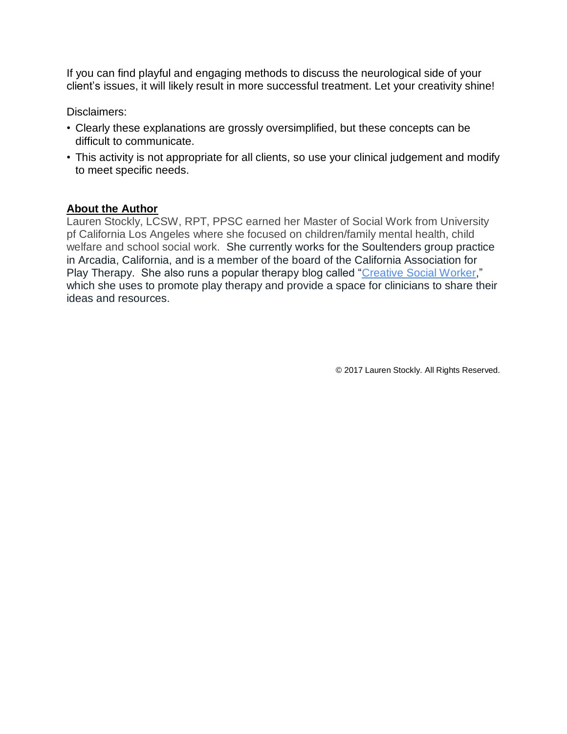If you can find playful and engaging methods to discuss the neurological side of your client's issues, it will likely result in more successful treatment. Let your creativity shine!

Disclaimers:

- Clearly these explanations are grossly oversimplified, but these concepts can be difficult to communicate.
- This activity is not appropriate for all clients, so use your clinical judgement and modify to meet specific needs.

## About the Author

Lauren Stockly, LCSW, RPT, PPSC earned her Master of Social Work from University pf California Los Angeles where she focused on children/family mental health, child welfare and school social work. She currently works for the Soultenders group practice in Arcadia, California, and is a member of the board of the California Association for Play Therapy. She also runs a popular therapy blog called "Creative Social Worker," which she uses to promote play therapy and provide a space for clinicians to share their ideas and resources.

© 2017 Lauren Stockly. All Rights Reserved.